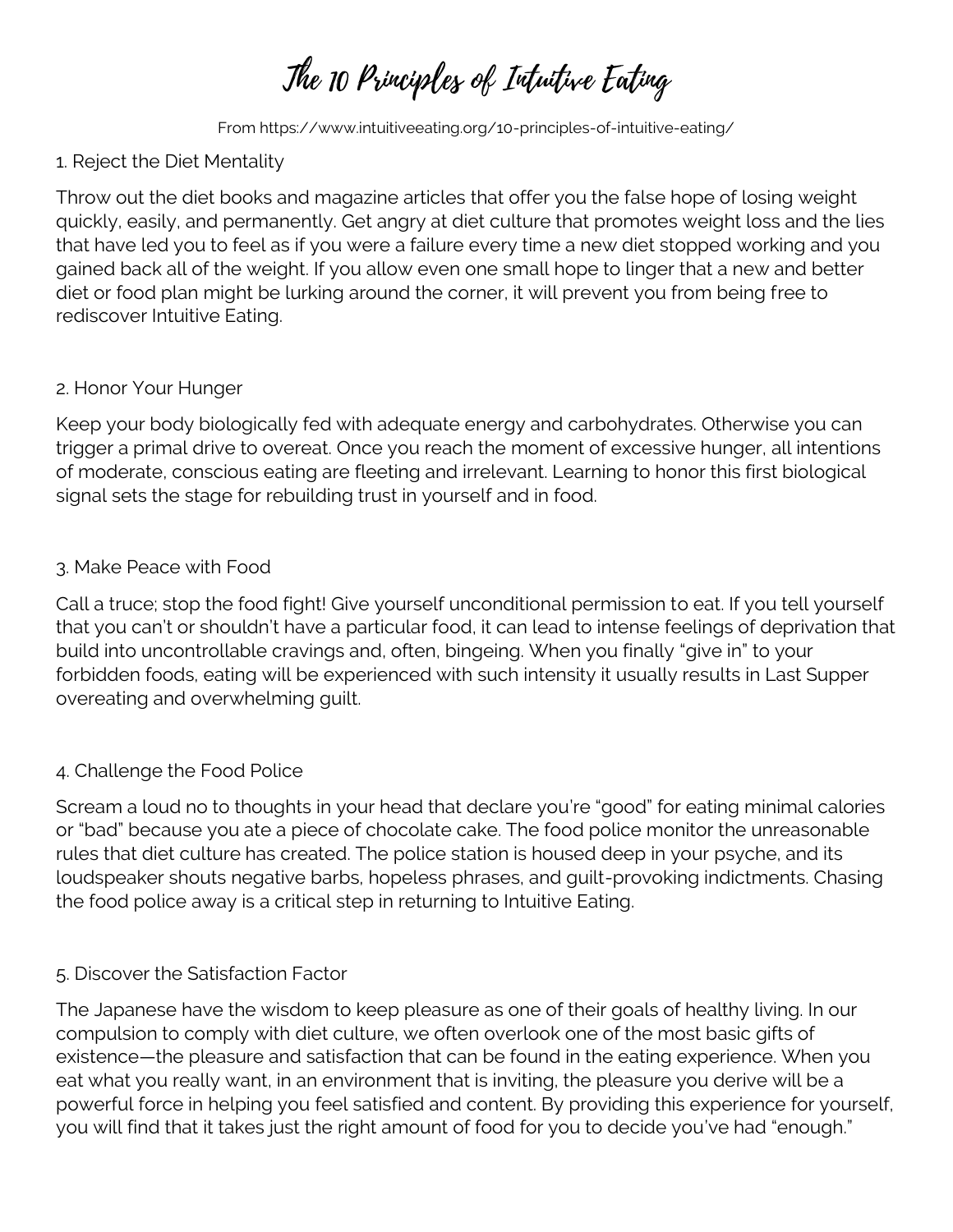# The 10 Principles of Intuitive Eating

From https://www.intuitiveeating.org/10-principles-of-intuitive-eating/

## 1. Reject the Diet Mentality

Throw out the diet books and magazine articles that offer you the false hope of losing weight quickly, easily, and permanently. Get angry at diet culture that promotes weight loss and the lies that have led you to feel as if you were a failure every time a new diet stopped working and you gained back all of the weight. If you allow even one small hope to linger that a new and better diet or food plan might be lurking around the corner, it will prevent you from being free to rediscover Intuitive Eating.

## 2. Honor Your Hunger

Keep your body biologically fed with adequate energy and carbohydrates. Otherwise you can trigger a primal drive to overeat. Once you reach the moment of excessive hunger, all intentions of moderate, conscious eating are fleeting and irrelevant. Learning to honor this first biological signal sets the stage for rebuilding trust in yourself and in food.

## 3. Make Peace with Food

Call a truce; stop the food fight! Give yourself unconditional permission to eat. If you tell yourself that you can't or shouldn't have a particular food, it can lead to intense feelings of deprivation that build into uncontrollable cravings and, often, bingeing. When you finally "give in" to your forbidden foods, eating will be experienced with such intensity it usually results in Last Supper overeating and overwhelming guilt.

## 4. Challenge the Food Police

Scream a loud no to thoughts in your head that declare you're "good" for eating minimal calories or "bad" because you ate a piece of chocolate cake. The food police monitor the unreasonable rules that diet culture has created. The police station is housed deep in your psyche, and its loudspeaker shouts negative barbs, hopeless phrases, and guilt-provoking indictments. Chasing the food police away is a critical step in returning to Intuitive Eating.

## 5. Discover the Satisfaction Factor

The Japanese have the wisdom to keep pleasure as one of their goals of healthy living. In our compulsion to comply with diet culture, we often overlook one of the most basic gifts of existence—the pleasure and satisfaction that can be found in the eating experience. When you eat what you really want, in an environment that is inviting, the pleasure you derive will be a powerful force in helping you feel satisfied and content. By providing this experience for yourself, you will find that it takes just the right amount of food for you to decide you've had "enough."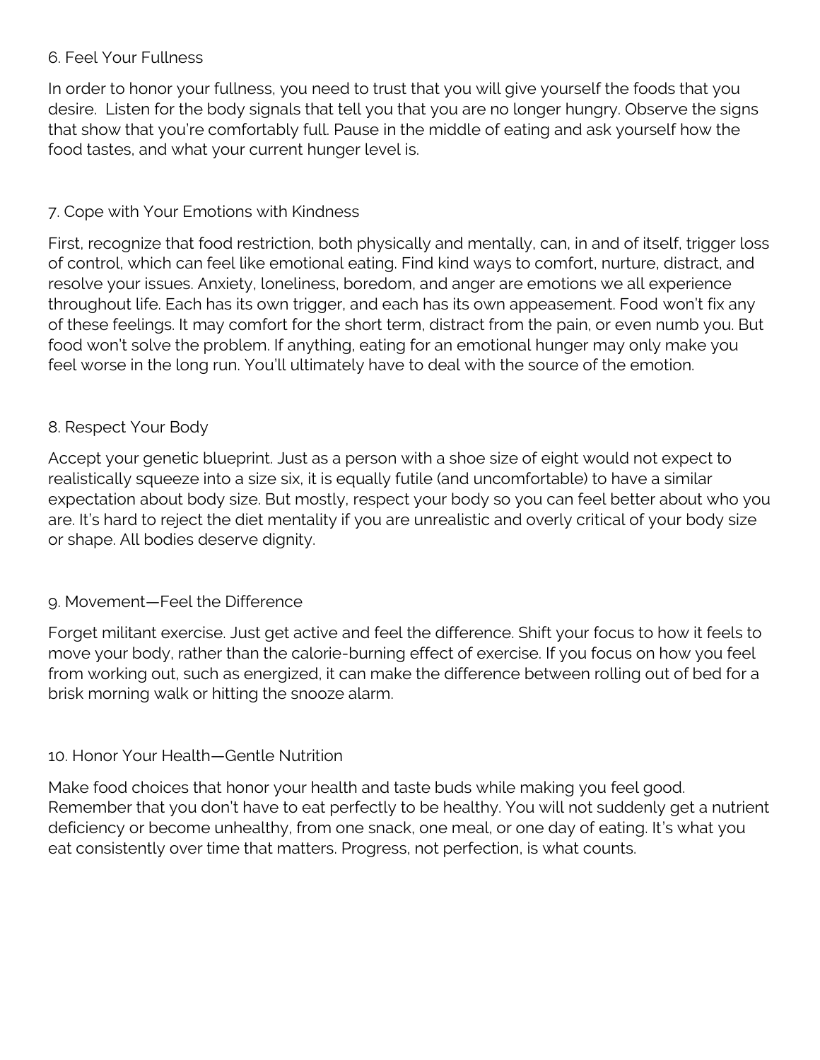6. Feel Your Fullness

In order to honor your fullness, you need to trust that you will give yourself the foods that you desire. Listen for the body signals that tell you that you are no longer hungry. Observe the signs that show that you're comfortably full. Pause in the middle of eating and ask yourself how the food tastes, and what your current hunger level is.

7. Cope with Your Emotions with Kindness

First, recognize that food restriction, both physically and mentally, can, in and of itself, trigger loss of control, which can feel like emotional eating. Find kind ways to comfort, nurture, distract, and resolve your issues. Anxiety, loneliness, boredom, and anger are emotions we all experience throughout life. Each has its own trigger, and each has its own appeasement. Food won't fix any of these feelings. It may comfort for the short term, distract from the pain, or even numb you. But food won't solve the problem. If anything, eating for an emotional hunger may only make you feel worse in the long run. You'll ultimately have to deal with the source of the emotion.

8. Respect Your Body

Accept your genetic blueprint. Just as a person with a shoe size of eight would not expect to realistically squeeze into a size six, it is equally futile (and uncomfortable) to have a similar expectation about body size. But mostly, respect your body so you can feel better about who you are. It's hard to reject the diet mentality if you are unrealistic and overly critical of your body size or shape. All bodies deserve dignity.

9. Movement—Feel the Difference

Forget militant exercise. Just get active and feel the difference. Shift your focus to how it feels to move your body, rather than the calorie-burning effect of exercise. If you focus on how you feel from working out, such as energized, it can make the difference between rolling out of bed for a brisk morning walk or hitting the snooze alarm.

10. Honor Your Health—Gentle Nutrition

Make food choices that honor your health and taste buds while making you feel good. Remember that you don't have to eat perfectly to be healthy. You will not suddenly get a nutrient deficiency or become unhealthy, from one snack, one meal, or one day of eating. It's what you eat consistently over time that matters. Progress, not perfection, is what counts.